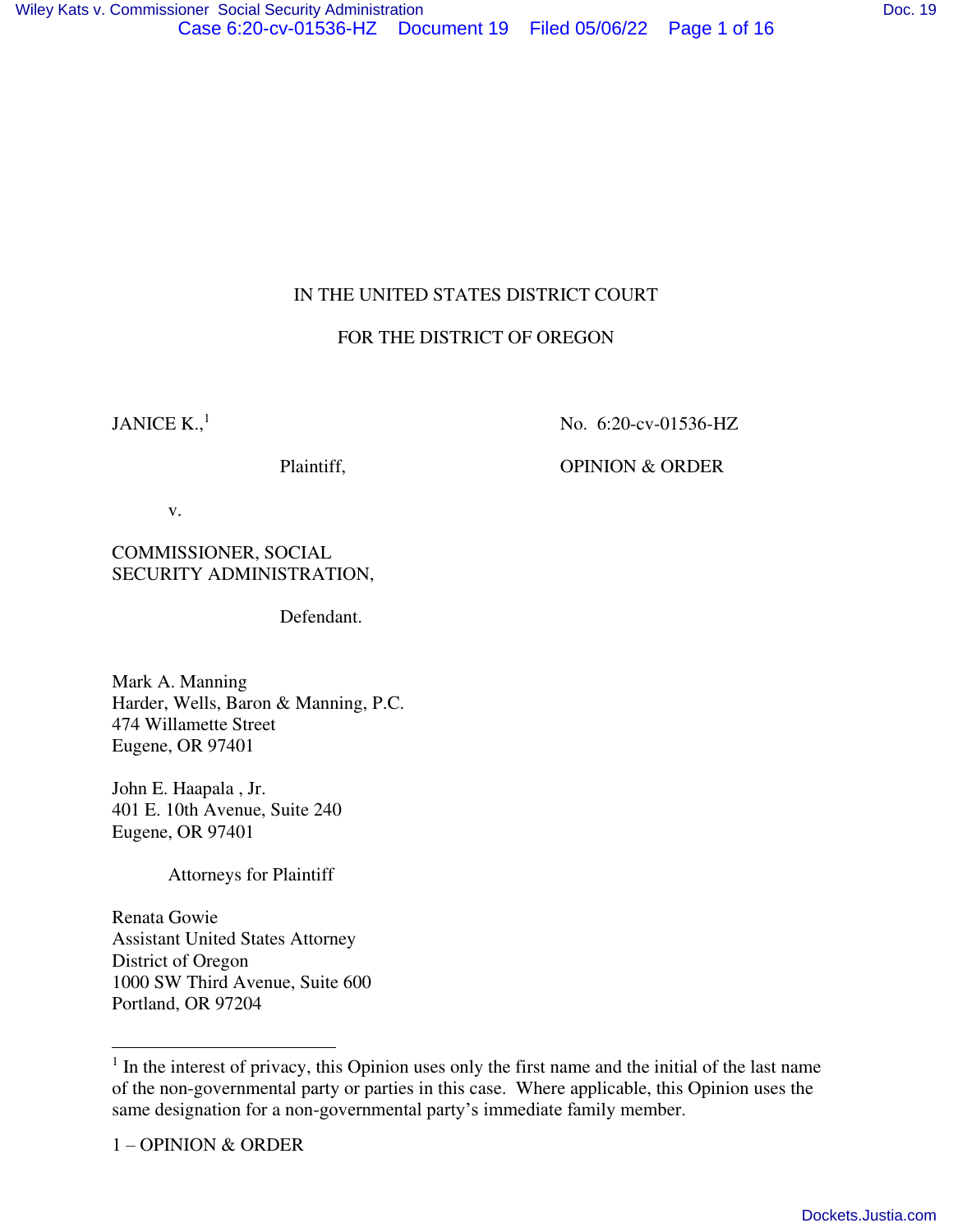IN THE UNITED STATES DISTRICT COURT

FOR THE DISTRICT OF OREGON

JANICE K.,[1]

Plaintiff,

v.

COMMISSIONER, SOCIAL SECURITY ADMINISTRATION,

Defendant.

No. 6:20-cv-01536-HZ

OPINION & ORDER

Mark A. Manning
Harder, Wells, Baron & Manning, P.C.
474 Willamette Street
Eugene, OR 97401

John E. Haapala , Jr.
401 E. 10th Avenue, Suite 240
Eugene, OR 97401

Attorneys for Plaintiff

Renata Gowie
Assistant United States Attorney
District of Oregon
1000 SW Third Avenue, Suite 600
Portland, OR 97204

---

[1] In the interest of privacy, this Opinion uses only the first name and the initial of the last name of the non-governmental party or parties in this case. Where applicable, this Opinion uses the same designation for a non-governmental party's immediate family member.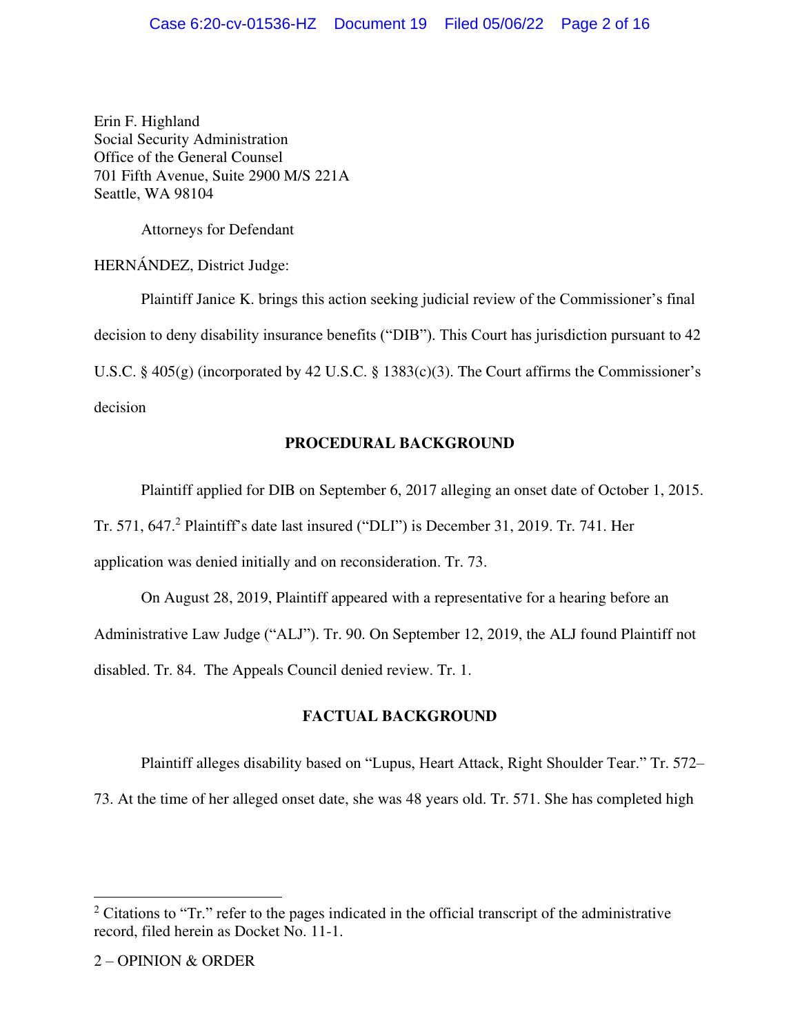Erin F. Highland
Social Security Administration
Office of the General Counsel
701 Fifth Avenue, Suite 2900 M/S 221A
Seattle, WA 98104

Attorneys for Defendant

HERNÁNDEZ, District Judge:

Plaintiff Janice K. brings this action seeking judicial review of the Commissioner's final decision to deny disability insurance benefits ("DIB"). This Court has jurisdiction pursuant to 42 U.S.C. § 405(g) (incorporated by 42 U.S.C. § 1383(c)(3). The Court affirms the Commissioner's decision

## PROCEDURAL BACKGROUND

Plaintiff applied for DIB on September 6, 2017 alleging an onset date of October 1, 2015. Tr. 571, 647.[2] Plaintiff's date last insured ("DLI") is December 31, 2019. Tr. 741. Her application was denied initially and on reconsideration. Tr. 73.

On August 28, 2019, Plaintiff appeared with a representative for a hearing before an Administrative Law Judge ("ALJ"). Tr. 90. On September 12, 2019, the ALJ found Plaintiff not disabled. Tr. 84. The Appeals Council denied review. Tr. 1.

## FACTUAL BACKGROUND

Plaintiff alleges disability based on "Lupus, Heart Attack, Right Shoulder Tear." Tr. 572–73. At the time of her alleged onset date, she was 48 years old. Tr. 571. She has completed high

[2] Citations to "Tr." refer to the pages indicated in the official transcript of the administrative record, filed herein as Docket No. 11-1.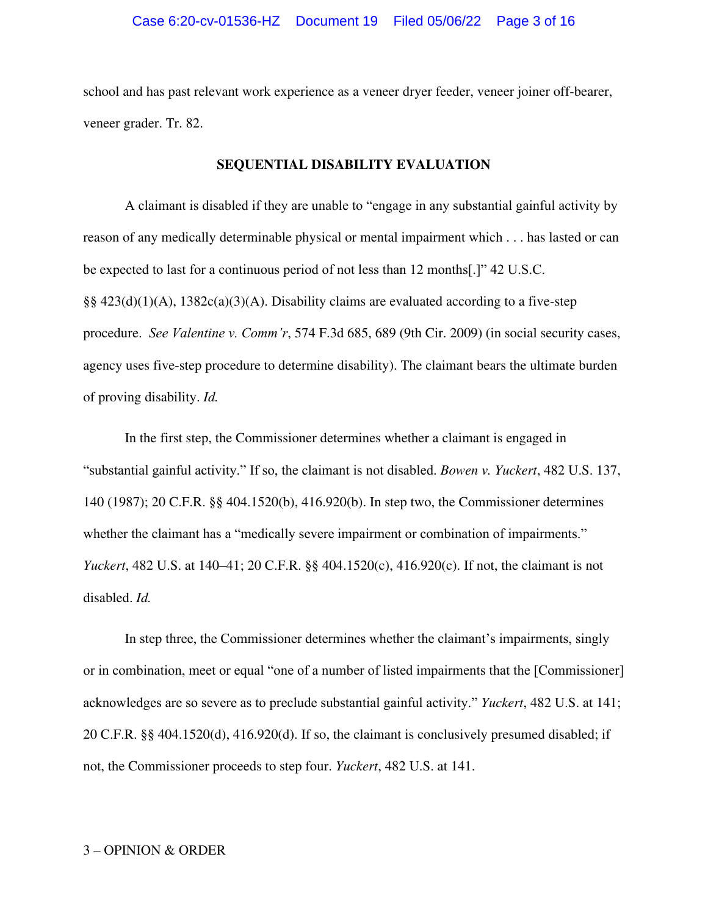school and has past relevant work experience as a veneer dryer feeder, veneer joiner off-bearer, veneer grader. Tr. 82.

## SEQUENTIAL DISABILITY EVALUATION

A claimant is disabled if they are unable to "engage in any substantial gainful activity by reason of any medically determinable physical or mental impairment which . . . has lasted or can be expected to last for a continuous period of not less than 12 months[.]" 42 U.S.C. §§ 423(d)(1)(A), 1382c(a)(3)(A). Disability claims are evaluated according to a five-step procedure. *See Valentine v. Comm'r*, 574 F.3d 685, 689 (9th Cir. 2009) (in social security cases, agency uses five-step procedure to determine disability). The claimant bears the ultimate burden of proving disability. *Id.*

In the first step, the Commissioner determines whether a claimant is engaged in "substantial gainful activity." If so, the claimant is not disabled. *Bowen v. Yuckert*, 482 U.S. 137, 140 (1987); 20 C.F.R. §§ 404.1520(b), 416.920(b). In step two, the Commissioner determines whether the claimant has a "medically severe impairment or combination of impairments." *Yuckert*, 482 U.S. at 140–41; 20 C.F.R. §§ 404.1520(c), 416.920(c). If not, the claimant is not disabled. *Id.*

In step three, the Commissioner determines whether the claimant's impairments, singly or in combination, meet or equal "one of a number of listed impairments that the [Commissioner] acknowledges are so severe as to preclude substantial gainful activity." *Yuckert*, 482 U.S. at 141; 20 C.F.R. §§ 404.1520(d), 416.920(d). If so, the claimant is conclusively presumed disabled; if not, the Commissioner proceeds to step four. *Yuckert*, 482 U.S. at 141.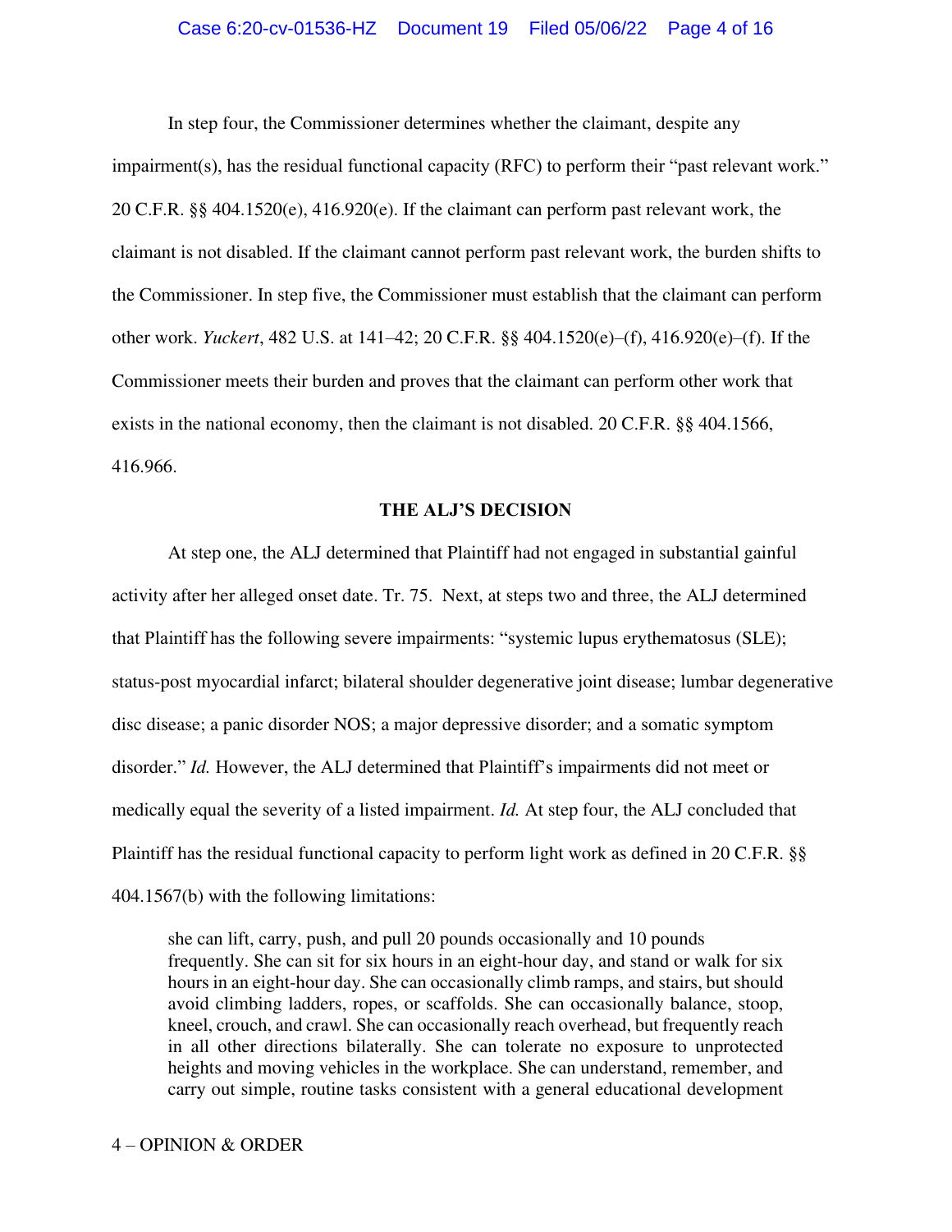In step four, the Commissioner determines whether the claimant, despite any impairment(s), has the residual functional capacity (RFC) to perform their "past relevant work." 20 C.F.R. §§ 404.1520(e), 416.920(e). If the claimant can perform past relevant work, the claimant is not disabled. If the claimant cannot perform past relevant work, the burden shifts to the Commissioner. In step five, the Commissioner must establish that the claimant can perform other work. *Yuckert*, 482 U.S. at 141–42; 20 C.F.R. §§ 404.1520(e)–(f), 416.920(e)–(f). If the Commissioner meets their burden and proves that the claimant can perform other work that exists in the national economy, then the claimant is not disabled. 20 C.F.R. §§ 404.1566, 416.966.

## THE ALJ'S DECISION

At step one, the ALJ determined that Plaintiff had not engaged in substantial gainful activity after her alleged onset date. Tr. 75. Next, at steps two and three, the ALJ determined that Plaintiff has the following severe impairments: "systemic lupus erythematosus (SLE); status-post myocardial infarct; bilateral shoulder degenerative joint disease; lumbar degenerative disc disease; a panic disorder NOS; a major depressive disorder; and a somatic symptom disorder." *Id.* However, the ALJ determined that Plaintiff's impairments did not meet or medically equal the severity of a listed impairment. *Id.* At step four, the ALJ concluded that Plaintiff has the residual functional capacity to perform light work as defined in 20 C.F.R. §§ 404.1567(b) with the following limitations:

> she can lift, carry, push, and pull 20 pounds occasionally and 10 pounds frequently. She can sit for six hours in an eight-hour day, and stand or walk for six hours in an eight-hour day. She can occasionally climb ramps, and stairs, but should avoid climbing ladders, ropes, or scaffolds. She can occasionally balance, stoop, kneel, crouch, and crawl. She can occasionally reach overhead, but frequently reach in all other directions bilaterally. She can tolerate no exposure to unprotected heights and moving vehicles in the workplace. She can understand, remember, and carry out simple, routine tasks consistent with a general educational development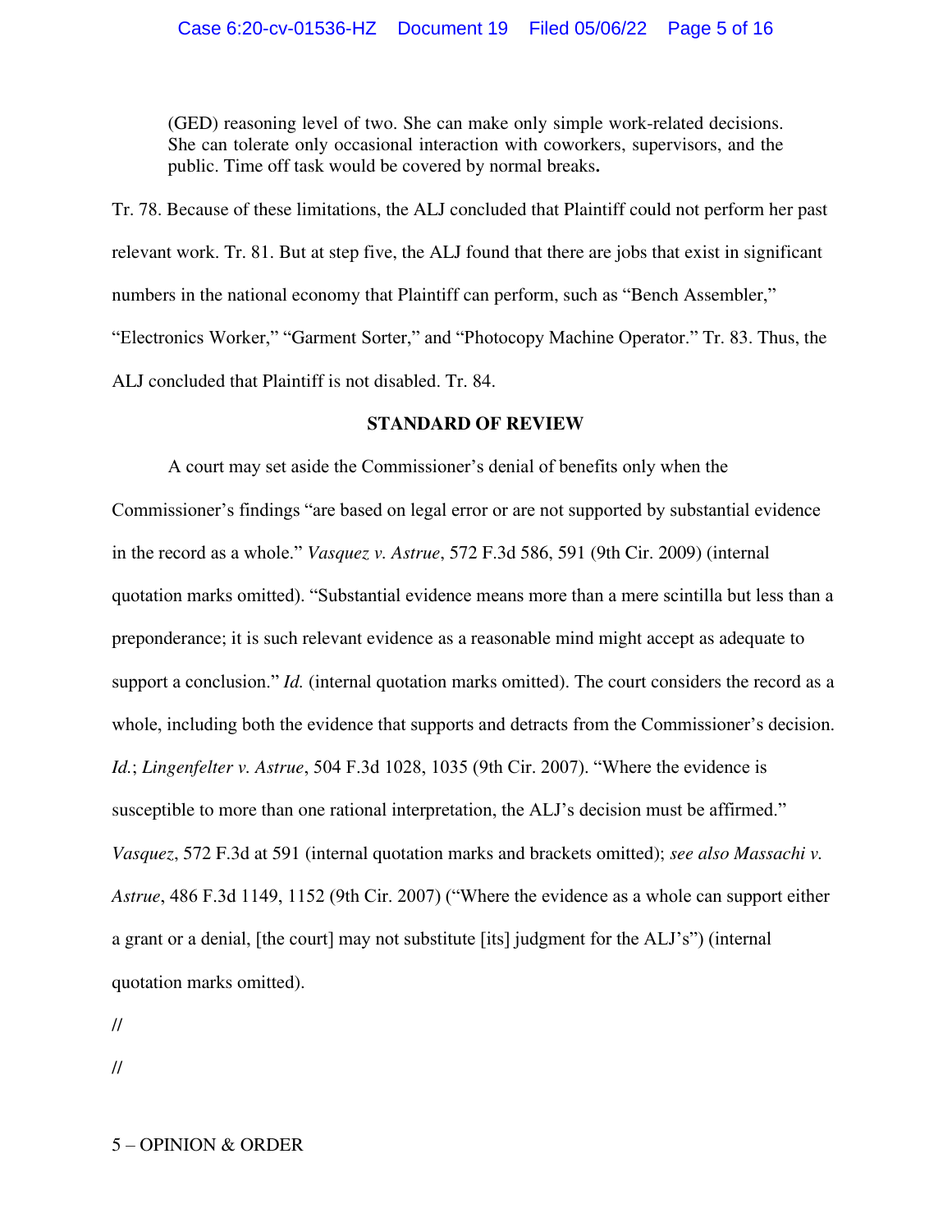> (GED) reasoning level of two. She can make only simple work-related decisions. She can tolerate only occasional interaction with coworkers, supervisors, and the public. Time off task would be covered by normal breaks**.**

Tr. 78. Because of these limitations, the ALJ concluded that Plaintiff could not perform her past relevant work. Tr. 81. But at step five, the ALJ found that there are jobs that exist in significant numbers in the national economy that Plaintiff can perform, such as "Bench Assembler," "Electronics Worker," "Garment Sorter," and "Photocopy Machine Operator." Tr. 83. Thus, the ALJ concluded that Plaintiff is not disabled. Tr. 84.

**STANDARD OF REVIEW**

A court may set aside the Commissioner's denial of benefits only when the Commissioner's findings "are based on legal error or are not supported by substantial evidence in the record as a whole." *Vasquez v. Astrue*, 572 F.3d 586, 591 (9th Cir. 2009) (internal quotation marks omitted). "Substantial evidence means more than a mere scintilla but less than a preponderance; it is such relevant evidence as a reasonable mind might accept as adequate to support a conclusion." *Id.* (internal quotation marks omitted). The court considers the record as a whole, including both the evidence that supports and detracts from the Commissioner's decision. *Id.*; *Lingenfelter v. Astrue*, 504 F.3d 1028, 1035 (9th Cir. 2007). "Where the evidence is susceptible to more than one rational interpretation, the ALJ's decision must be affirmed." *Vasquez*, 572 F.3d at 591 (internal quotation marks and brackets omitted); *see also Massachi v. Astrue*, 486 F.3d 1149, 1152 (9th Cir. 2007) ("Where the evidence as a whole can support either a grant or a denial, [the court] may not substitute [its] judgment for the ALJ's") (internal quotation marks omitted).

//

//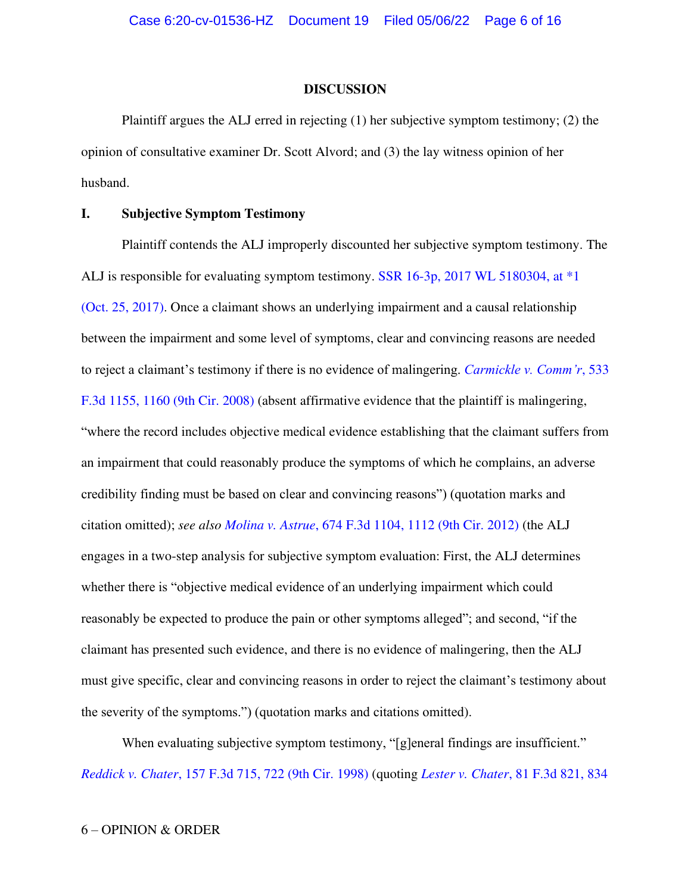## DISCUSSION

Plaintiff argues the ALJ erred in rejecting (1) her subjective symptom testimony; (2) the opinion of consultative examiner Dr. Scott Alvord; and (3) the lay witness opinion of her husband.

### I. Subjective Symptom Testimony

Plaintiff contends the ALJ improperly discounted her subjective symptom testimony. The ALJ is responsible for evaluating symptom testimony. SSR 16-3p, 2017 WL 5180304, at *1 (Oct. 25, 2017). Once a claimant shows an underlying impairment and a causal relationship between the impairment and some level of symptoms, clear and convincing reasons are needed to reject a claimant's testimony if there is no evidence of malingering. *Carmickle v. Comm'r*, 533 F.3d 1155, 1160 (9th Cir. 2008) (absent affirmative evidence that the plaintiff is malingering, "where the record includes objective medical evidence establishing that the claimant suffers from an impairment that could reasonably produce the symptoms of which he complains, an adverse credibility finding must be based on clear and convincing reasons") (quotation marks and citation omitted); *see also Molina v. Astrue*, 674 F.3d 1104, 1112 (9th Cir. 2012) (the ALJ engages in a two-step analysis for subjective symptom evaluation: First, the ALJ determines whether there is "objective medical evidence of an underlying impairment which could reasonably be expected to produce the pain or other symptoms alleged"; and second, "if the claimant has presented such evidence, and there is no evidence of malingering, then the ALJ must give specific, clear and convincing reasons in order to reject the claimant's testimony about the severity of the symptoms.") (quotation marks and citations omitted).

When evaluating subjective symptom testimony, "[g]eneral findings are insufficient." *Reddick v. Chater*, 157 F.3d 715, 722 (9th Cir. 1998) (quoting *Lester v. Chater*, 81 F.3d 821, 834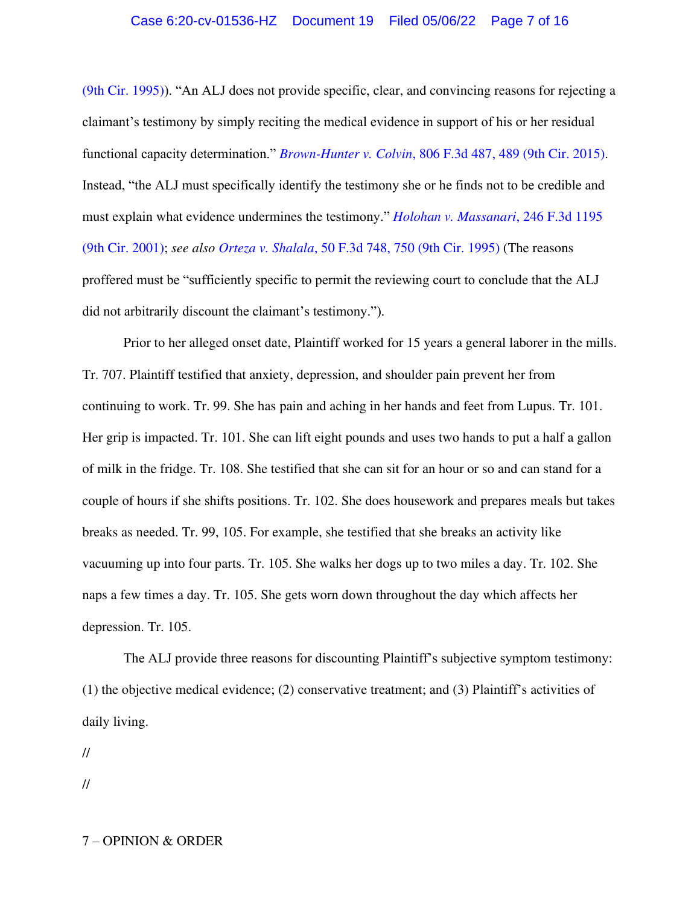(9th Cir. 1995)). "An ALJ does not provide specific, clear, and convincing reasons for rejecting a claimant's testimony by simply reciting the medical evidence in support of his or her residual functional capacity determination." *Brown-Hunter v. Colvin*, 806 F.3d 487, 489 (9th Cir. 2015). Instead, "the ALJ must specifically identify the testimony she or he finds not to be credible and must explain what evidence undermines the testimony." *Holohan v. Massanari*, 246 F.3d 1195 (9th Cir. 2001); *see also Orteza v. Shalala*, 50 F.3d 748, 750 (9th Cir. 1995) (The reasons proffered must be "sufficiently specific to permit the reviewing court to conclude that the ALJ did not arbitrarily discount the claimant's testimony.").

Prior to her alleged onset date, Plaintiff worked for 15 years a general laborer in the mills. Tr. 707. Plaintiff testified that anxiety, depression, and shoulder pain prevent her from continuing to work. Tr. 99. She has pain and aching in her hands and feet from Lupus. Tr. 101. Her grip is impacted. Tr. 101. She can lift eight pounds and uses two hands to put a half a gallon of milk in the fridge. Tr. 108. She testified that she can sit for an hour or so and can stand for a couple of hours if she shifts positions. Tr. 102. She does housework and prepares meals but takes breaks as needed. Tr. 99, 105. For example, she testified that she breaks an activity like vacuuming up into four parts. Tr. 105. She walks her dogs up to two miles a day. Tr. 102. She naps a few times a day. Tr. 105. She gets worn down throughout the day which affects her depression. Tr. 105.

The ALJ provide three reasons for discounting Plaintiff's subjective symptom testimony: (1) the objective medical evidence; (2) conservative treatment; and (3) Plaintiff's activities of daily living.

//

//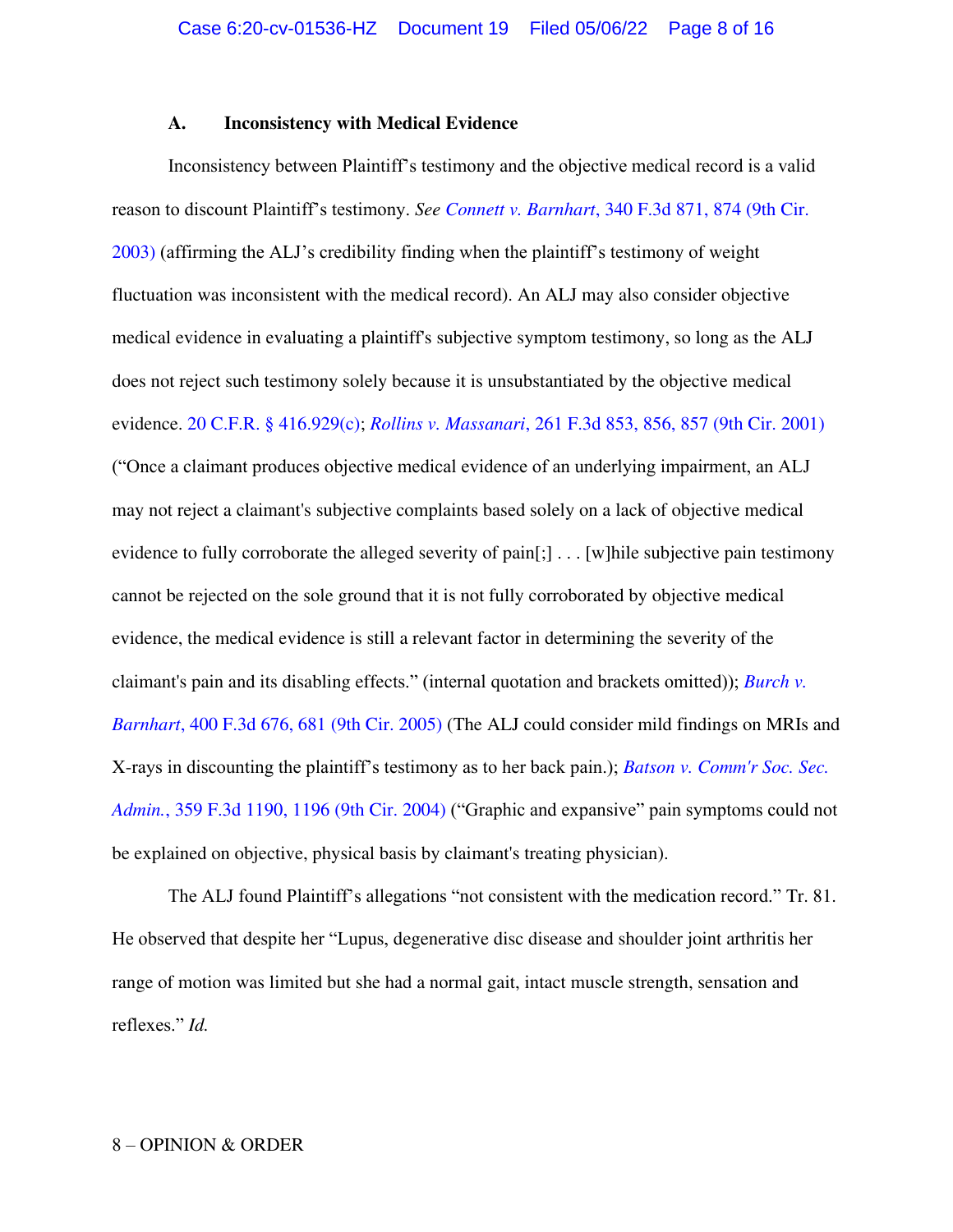### A. Inconsistency with Medical Evidence

Inconsistency between Plaintiff's testimony and the objective medical record is a valid reason to discount Plaintiff's testimony. *See Connett v. Barnhart*, 340 F.3d 871, 874 (9th Cir. 2003) (affirming the ALJ's credibility finding when the plaintiff's testimony of weight fluctuation was inconsistent with the medical record). An ALJ may also consider objective medical evidence in evaluating a plaintiff's subjective symptom testimony, so long as the ALJ does not reject such testimony solely because it is unsubstantiated by the objective medical evidence. 20 C.F.R. § 416.929(c); *Rollins v. Massanari*, 261 F.3d 853, 856, 857 (9th Cir. 2001) ("Once a claimant produces objective medical evidence of an underlying impairment, an ALJ may not reject a claimant's subjective complaints based solely on a lack of objective medical evidence to fully corroborate the alleged severity of pain[;] . . . [w]hile subjective pain testimony cannot be rejected on the sole ground that it is not fully corroborated by objective medical evidence, the medical evidence is still a relevant factor in determining the severity of the claimant's pain and its disabling effects." (internal quotation and brackets omitted)); *Burch v. Barnhart*, 400 F.3d 676, 681 (9th Cir. 2005) (The ALJ could consider mild findings on MRIs and X-rays in discounting the plaintiff's testimony as to her back pain.); *Batson v. Comm'r Soc. Sec. Admin.*, 359 F.3d 1190, 1196 (9th Cir. 2004) ("Graphic and expansive" pain symptoms could not be explained on objective, physical basis by claimant's treating physician).

The ALJ found Plaintiff's allegations "not consistent with the medication record." Tr. 81. He observed that despite her "Lupus, degenerative disc disease and shoulder joint arthritis her range of motion was limited but she had a normal gait, intact muscle strength, sensation and reflexes." *Id.*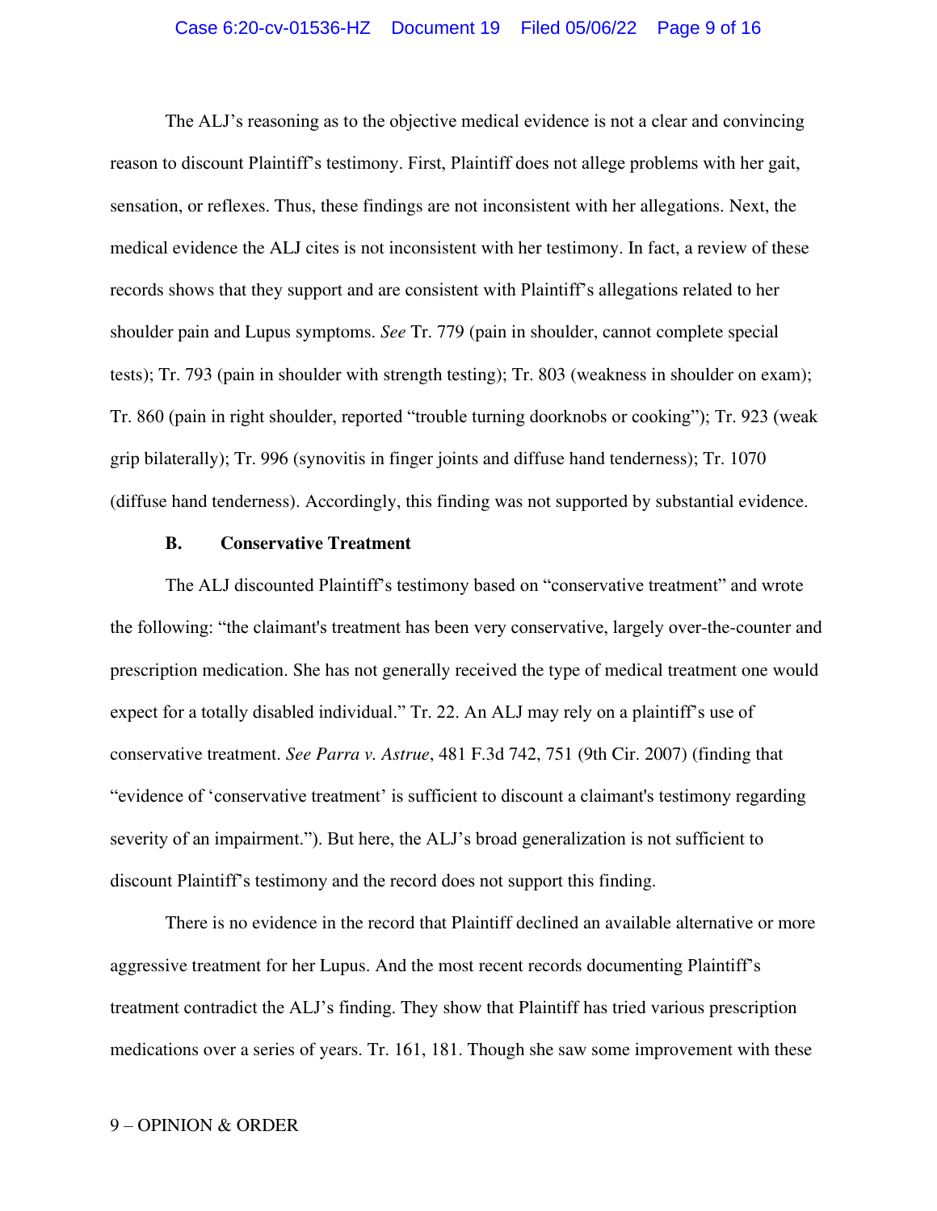The ALJ's reasoning as to the objective medical evidence is not a clear and convincing reason to discount Plaintiff's testimony. First, Plaintiff does not allege problems with her gait, sensation, or reflexes. Thus, these findings are not inconsistent with her allegations. Next, the medical evidence the ALJ cites is not inconsistent with her testimony. In fact, a review of these records shows that they support and are consistent with Plaintiff's allegations related to her shoulder pain and Lupus symptoms. *See* Tr. 779 (pain in shoulder, cannot complete special tests); Tr. 793 (pain in shoulder with strength testing); Tr. 803 (weakness in shoulder on exam); Tr. 860 (pain in right shoulder, reported "trouble turning doorknobs or cooking"); Tr. 923 (weak grip bilaterally); Tr. 996 (synovitis in finger joints and diffuse hand tenderness); Tr. 1070 (diffuse hand tenderness). Accordingly, this finding was not supported by substantial evidence.

### B. Conservative Treatment

The ALJ discounted Plaintiff's testimony based on "conservative treatment" and wrote the following: "the claimant's treatment has been very conservative, largely over-the-counter and prescription medication. She has not generally received the type of medical treatment one would expect for a totally disabled individual." Tr. 22. An ALJ may rely on a plaintiff's use of conservative treatment. *See Parra v. Astrue*, 481 F.3d 742, 751 (9th Cir. 2007) (finding that "evidence of 'conservative treatment' is sufficient to discount a claimant's testimony regarding severity of an impairment."). But here, the ALJ's broad generalization is not sufficient to discount Plaintiff's testimony and the record does not support this finding.

There is no evidence in the record that Plaintiff declined an available alternative or more aggressive treatment for her Lupus. And the most recent records documenting Plaintiff's treatment contradict the ALJ's finding. They show that Plaintiff has tried various prescription medications over a series of years. Tr. 161, 181. Though she saw some improvement with these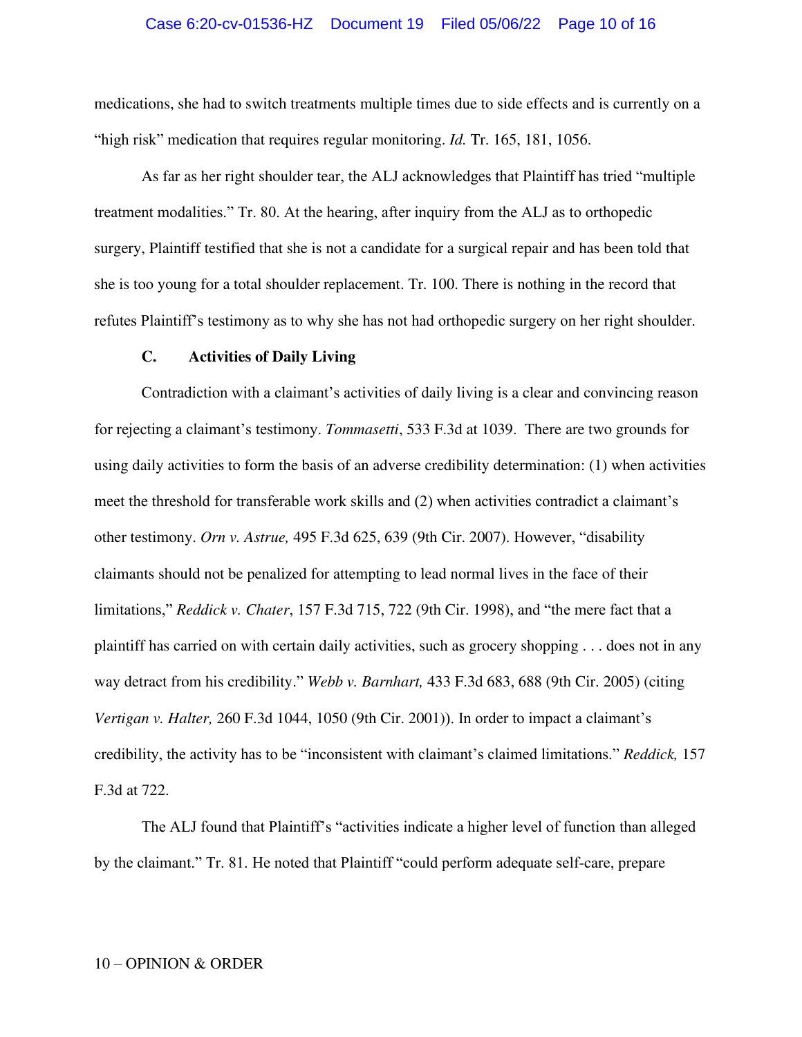medications, she had to switch treatments multiple times due to side effects and is currently on a "high risk" medication that requires regular monitoring. *Id.* Tr. 165, 181, 1056.

As far as her right shoulder tear, the ALJ acknowledges that Plaintiff has tried "multiple treatment modalities." Tr. 80. At the hearing, after inquiry from the ALJ as to orthopedic surgery, Plaintiff testified that she is not a candidate for a surgical repair and has been told that she is too young for a total shoulder replacement. Tr. 100. There is nothing in the record that refutes Plaintiff's testimony as to why she has not had orthopedic surgery on her right shoulder.

**C. Activities of Daily Living**

Contradiction with a claimant's activities of daily living is a clear and convincing reason for rejecting a claimant's testimony. *Tommasetti*, 533 F.3d at 1039. There are two grounds for using daily activities to form the basis of an adverse credibility determination: (1) when activities meet the threshold for transferable work skills and (2) when activities contradict a claimant's other testimony. *Orn v. Astrue,* 495 F.3d 625, 639 (9th Cir. 2007). However, "disability claimants should not be penalized for attempting to lead normal lives in the face of their limitations," *Reddick v. Chater*, 157 F.3d 715, 722 (9th Cir. 1998), and "the mere fact that a plaintiff has carried on with certain daily activities, such as grocery shopping . . . does not in any way detract from his credibility." *Webb v. Barnhart,* 433 F.3d 683, 688 (9th Cir. 2005) (citing *Vertigan v. Halter,* 260 F.3d 1044, 1050 (9th Cir. 2001)). In order to impact a claimant's credibility, the activity has to be "inconsistent with claimant's claimed limitations." *Reddick,* 157 F.3d at 722.

The ALJ found that Plaintiff's "activities indicate a higher level of function than alleged by the claimant." Tr. 81. He noted that Plaintiff "could perform adequate self-care, prepare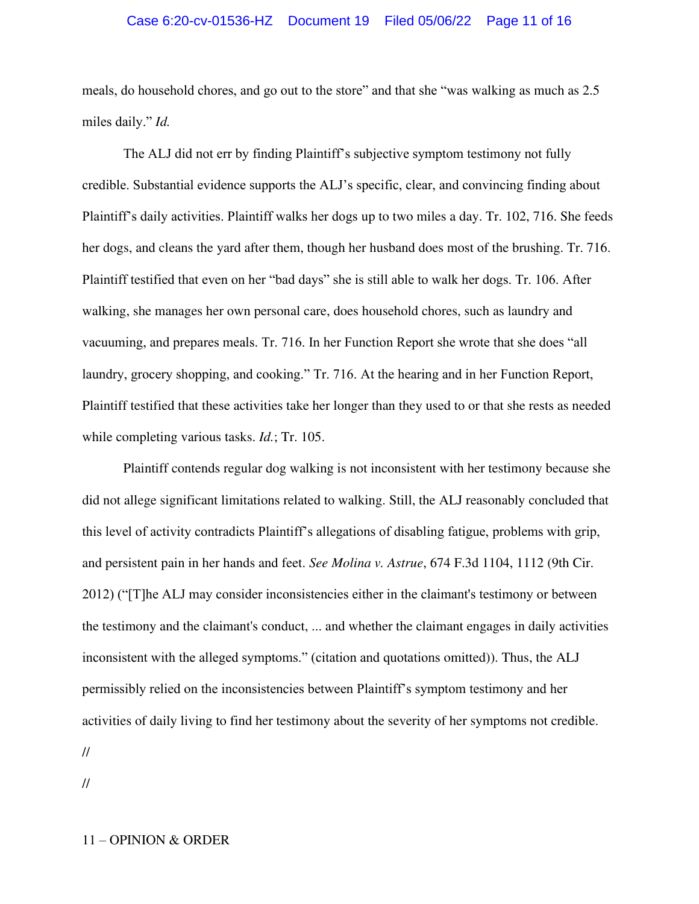meals, do household chores, and go out to the store" and that she "was walking as much as 2.5 miles daily." *Id.*

The ALJ did not err by finding Plaintiff's subjective symptom testimony not fully credible. Substantial evidence supports the ALJ's specific, clear, and convincing finding about Plaintiff's daily activities. Plaintiff walks her dogs up to two miles a day. Tr. 102, 716. She feeds her dogs, and cleans the yard after them, though her husband does most of the brushing. Tr. 716. Plaintiff testified that even on her "bad days" she is still able to walk her dogs. Tr. 106. After walking, she manages her own personal care, does household chores, such as laundry and vacuuming, and prepares meals. Tr. 716. In her Function Report she wrote that she does "all laundry, grocery shopping, and cooking." Tr. 716. At the hearing and in her Function Report, Plaintiff testified that these activities take her longer than they used to or that she rests as needed while completing various tasks. *Id.*; Tr. 105.

Plaintiff contends regular dog walking is not inconsistent with her testimony because she did not allege significant limitations related to walking. Still, the ALJ reasonably concluded that this level of activity contradicts Plaintiff's allegations of disabling fatigue, problems with grip, and persistent pain in her hands and feet. *See Molina v. Astrue*, 674 F.3d 1104, 1112 (9th Cir. 2012) ("[T]he ALJ may consider inconsistencies either in the claimant's testimony or between the testimony and the claimant's conduct, ... and whether the claimant engages in daily activities inconsistent with the alleged symptoms." (citation and quotations omitted)). Thus, the ALJ permissibly relied on the inconsistencies between Plaintiff's symptom testimony and her activities of daily living to find her testimony about the severity of her symptoms not credible.

//

//

11 – OPINION & ORDER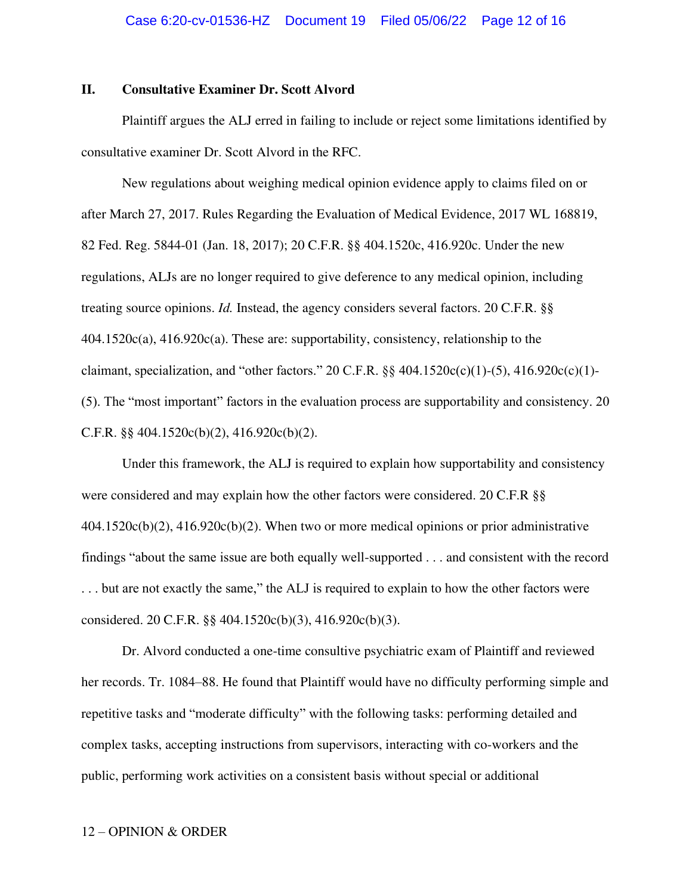## II. Consultative Examiner Dr. Scott Alvord

Plaintiff argues the ALJ erred in failing to include or reject some limitations identified by consultative examiner Dr. Scott Alvord in the RFC.

New regulations about weighing medical opinion evidence apply to claims filed on or after March 27, 2017. Rules Regarding the Evaluation of Medical Evidence, 2017 WL 168819, 82 Fed. Reg. 5844-01 (Jan. 18, 2017); 20 C.F.R. §§ 404.1520c, 416.920c. Under the new regulations, ALJs are no longer required to give deference to any medical opinion, including treating source opinions. *Id.* Instead, the agency considers several factors. 20 C.F.R. §§ 404.1520c(a), 416.920c(a). These are: supportability, consistency, relationship to the claimant, specialization, and "other factors." 20 C.F.R. §§ 404.1520c(c)(1)-(5), 416.920c(c)(1)-(5). The "most important" factors in the evaluation process are supportability and consistency. 20 C.F.R. §§ 404.1520c(b)(2), 416.920c(b)(2).

Under this framework, the ALJ is required to explain how supportability and consistency were considered and may explain how the other factors were considered. 20 C.F.R §§ 404.1520c(b)(2), 416.920c(b)(2). When two or more medical opinions or prior administrative findings "about the same issue are both equally well-supported . . . and consistent with the record . . . but are not exactly the same," the ALJ is required to explain to how the other factors were considered. 20 C.F.R. §§ 404.1520c(b)(3), 416.920c(b)(3).

Dr. Alvord conducted a one-time consultive psychiatric exam of Plaintiff and reviewed her records. Tr. 1084–88. He found that Plaintiff would have no difficulty performing simple and repetitive tasks and "moderate difficulty" with the following tasks: performing detailed and complex tasks, accepting instructions from supervisors, interacting with co-workers and the public, performing work activities on a consistent basis without special or additional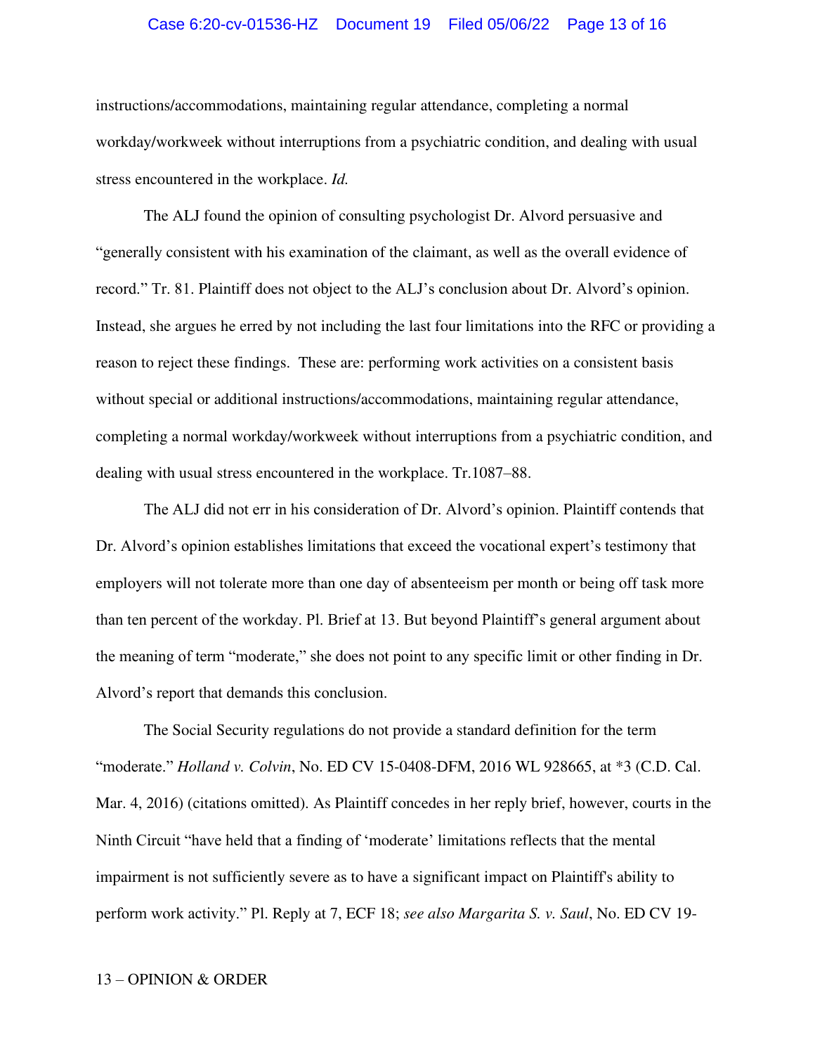instructions/accommodations, maintaining regular attendance, completing a normal workday/workweek without interruptions from a psychiatric condition, and dealing with usual stress encountered in the workplace. *Id.*

The ALJ found the opinion of consulting psychologist Dr. Alvord persuasive and "generally consistent with his examination of the claimant, as well as the overall evidence of record." Tr. 81. Plaintiff does not object to the ALJ's conclusion about Dr. Alvord's opinion. Instead, she argues he erred by not including the last four limitations into the RFC or providing a reason to reject these findings. These are: performing work activities on a consistent basis without special or additional instructions/accommodations, maintaining regular attendance, completing a normal workday/workweek without interruptions from a psychiatric condition, and dealing with usual stress encountered in the workplace. Tr.1087–88.

The ALJ did not err in his consideration of Dr. Alvord's opinion. Plaintiff contends that Dr. Alvord's opinion establishes limitations that exceed the vocational expert's testimony that employers will not tolerate more than one day of absenteeism per month or being off task more than ten percent of the workday. Pl. Brief at 13. But beyond Plaintiff's general argument about the meaning of term "moderate," she does not point to any specific limit or other finding in Dr. Alvord's report that demands this conclusion.

The Social Security regulations do not provide a standard definition for the term "moderate." *Holland v. Colvin*, No. ED CV 15-0408-DFM, 2016 WL 928665, at *3 (C.D. Cal. Mar. 4, 2016) (citations omitted). As Plaintiff concedes in her reply brief, however, courts in the Ninth Circuit "have held that a finding of 'moderate' limitations reflects that the mental impairment is not sufficiently severe as to have a significant impact on Plaintiff's ability to perform work activity." Pl. Reply at 7, ECF 18; *see also Margarita S. v. Saul*, No. ED CV 19-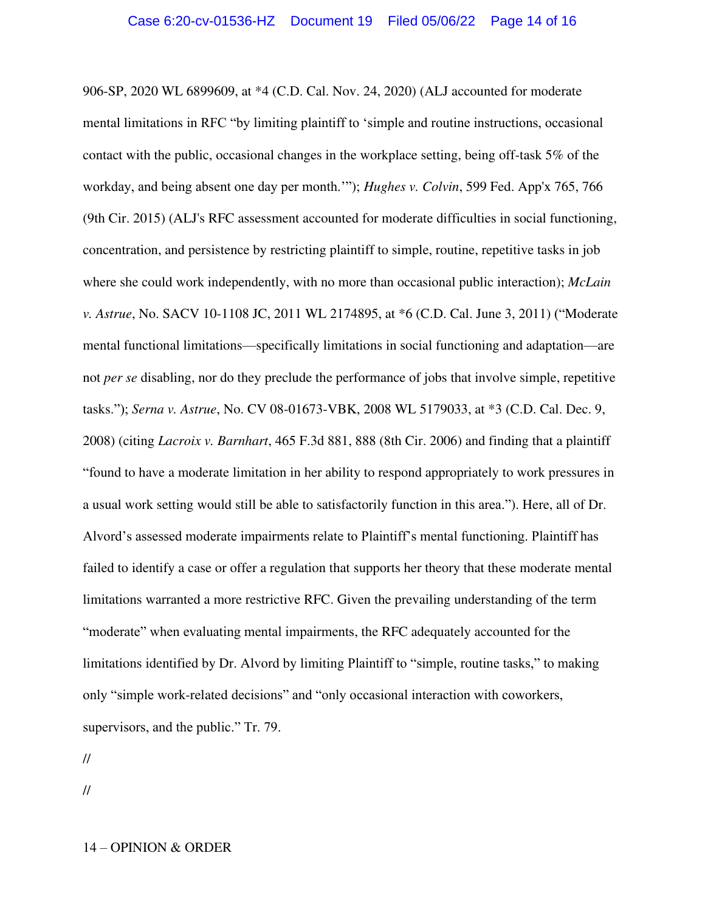906-SP, 2020 WL 6899609, at *4 (C.D. Cal. Nov. 24, 2020) (ALJ accounted for moderate mental limitations in RFC "by limiting plaintiff to 'simple and routine instructions, occasional contact with the public, occasional changes in the workplace setting, being off-task 5% of the workday, and being absent one day per month.'"); *Hughes v. Colvin*, 599 Fed. App'x 765, 766 (9th Cir. 2015) (ALJ's RFC assessment accounted for moderate difficulties in social functioning, concentration, and persistence by restricting plaintiff to simple, routine, repetitive tasks in job where she could work independently, with no more than occasional public interaction); *McLain v. Astrue*, No. SACV 10-1108 JC, 2011 WL 2174895, at *6 (C.D. Cal. June 3, 2011) ("Moderate mental functional limitations—specifically limitations in social functioning and adaptation—are not *per se* disabling, nor do they preclude the performance of jobs that involve simple, repetitive tasks."); *Serna v. Astrue*, No. CV 08-01673-VBK, 2008 WL 5179033, at *3 (C.D. Cal. Dec. 9, 2008) (citing *Lacroix v. Barnhart*, 465 F.3d 881, 888 (8th Cir. 2006) and finding that a plaintiff "found to have a moderate limitation in her ability to respond appropriately to work pressures in a usual work setting would still be able to satisfactorily function in this area."). Here, all of Dr. Alvord's assessed moderate impairments relate to Plaintiff's mental functioning. Plaintiff has failed to identify a case or offer a regulation that supports her theory that these moderate mental limitations warranted a more restrictive RFC. Given the prevailing understanding of the term "moderate" when evaluating mental impairments, the RFC adequately accounted for the limitations identified by Dr. Alvord by limiting Plaintiff to "simple, routine tasks," to making only "simple work-related decisions" and "only occasional interaction with coworkers, supervisors, and the public." Tr. 79.

//

//

14 – OPINION & ORDER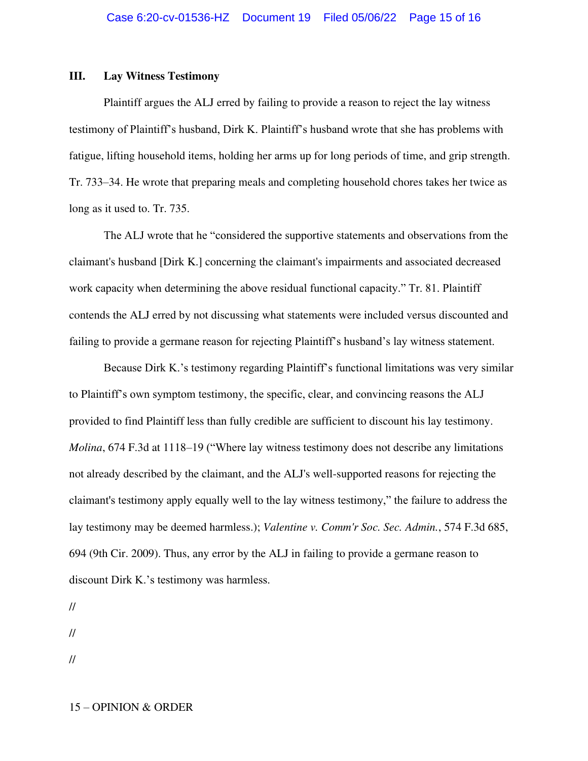### III. Lay Witness Testimony

Plaintiff argues the ALJ erred by failing to provide a reason to reject the lay witness testimony of Plaintiff's husband, Dirk K. Plaintiff's husband wrote that she has problems with fatigue, lifting household items, holding her arms up for long periods of time, and grip strength. Tr. 733–34. He wrote that preparing meals and completing household chores takes her twice as long as it used to. Tr. 735.

The ALJ wrote that he "considered the supportive statements and observations from the claimant's husband [Dirk K.] concerning the claimant's impairments and associated decreased work capacity when determining the above residual functional capacity." Tr. 81. Plaintiff contends the ALJ erred by not discussing what statements were included versus discounted and failing to provide a germane reason for rejecting Plaintiff's husband's lay witness statement.

Because Dirk K.'s testimony regarding Plaintiff's functional limitations was very similar to Plaintiff's own symptom testimony, the specific, clear, and convincing reasons the ALJ provided to find Plaintiff less than fully credible are sufficient to discount his lay testimony. *Molina*, 674 F.3d at 1118–19 ("Where lay witness testimony does not describe any limitations not already described by the claimant, and the ALJ's well-supported reasons for rejecting the claimant's testimony apply equally well to the lay witness testimony," the failure to address the lay testimony may be deemed harmless.); *Valentine v. Comm'r Soc. Sec. Admin.*, 574 F.3d 685, 694 (9th Cir. 2009). Thus, any error by the ALJ in failing to provide a germane reason to discount Dirk K.'s testimony was harmless.

//

//

//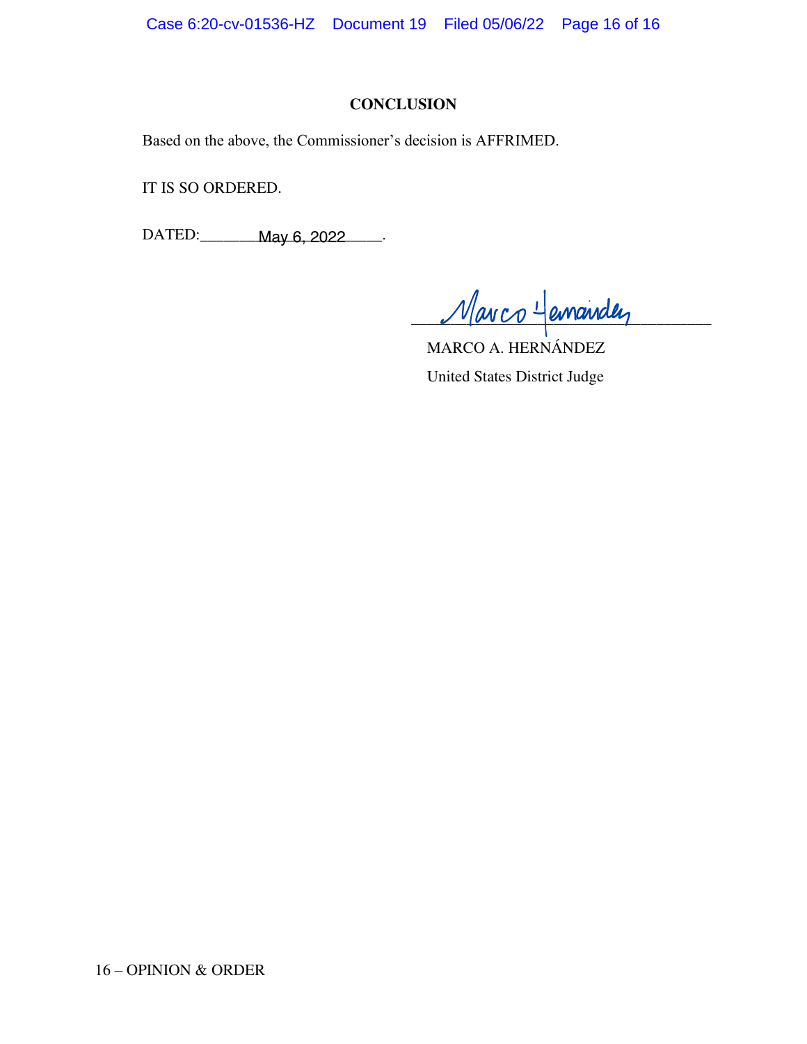## CONCLUSION

Based on the above, the Commissioner's decision is AFFRIMED.

IT IS SO ORDERED.

DATED: May 6, 2022.

MARCO A. HERNÁNDEZ
United States District Judge